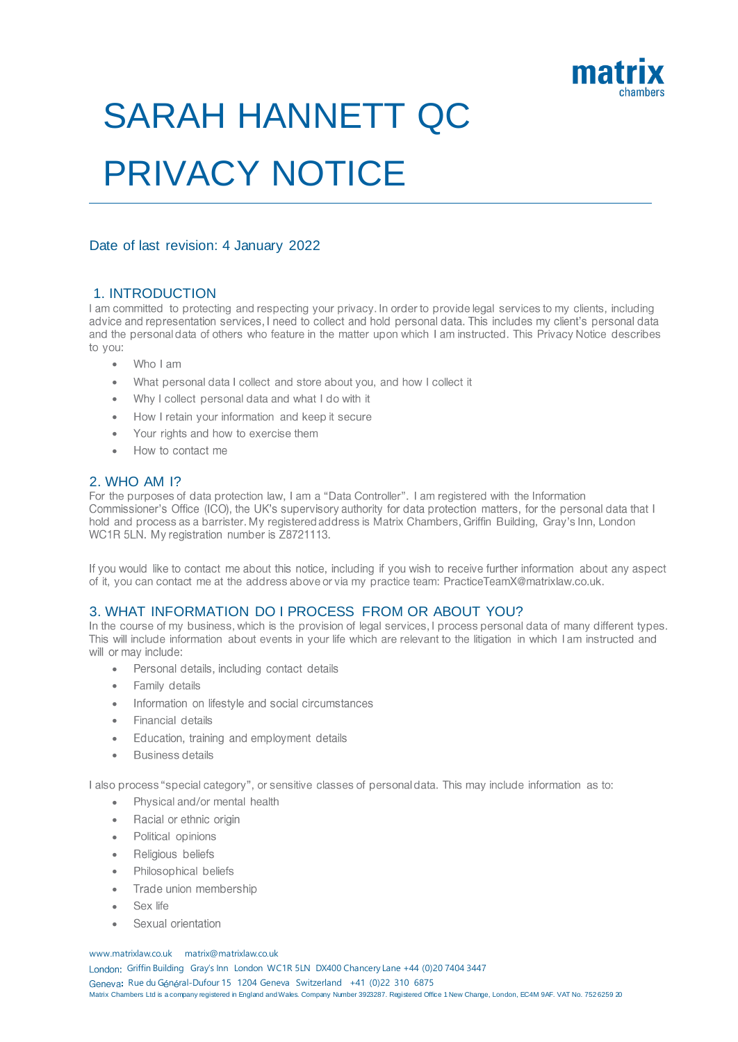# SARAH HANNETT QC

# PRIVACY NOTICE

Date of last revision: 4 January 2022

## 1. INTRODUCTION

I am committed to protecting and respecting your privacy. In order to provide legal services to my clients, including advice and representation services, I need to collect and hold personal data. This includes my client's personal data and the personal data of others who feature in the matter upon which I am instructed. This Privacy Notice describes to you:

- Who I am
- What personal data I collect and store about you, and how I collect it
- Why I collect personal data and what I do with it
- How I retain your information and keep it secure
- Your rights and how to exercise them
- How to contact me

## 2. WHO AM I?

For the purposes of data protection law, I am a "Data Controller". I am registered with the Information Commissioner's Office (ICO), the UK's supervisory authority for data protection matters, for the personal data that I hold and process as a barrister. My registered address is Matrix Chambers, Griffin Building, Gray's Inn, London WC1R 5LN. My registration number is Z8721113.

If you would like to contact me about this notice, including if you wish to receive further information about any aspect of it, you can contact me at the address above or via my practice team: PracticeTeamX@matrixlaw.co.uk.

## 3. WHAT INFORMATION DO I PROCESS FROM OR ABOUT YOU?

In the course of my business, which is the provision of legal services, I process personal data of many different types. This will include information about events in your life which are relevant to the litigation in which I am instructed and will or may include:

- Personal details, including contact details
- Family details
- Information on lifestyle and social circumstances
- Financial details
- Education, training and employment details
- Business details

I also process "special category", or sensitive classes of personal data. This may include information as to:

- Physical and/or mental health
- Racial or ethnic origin
- Political opinions
- Religious beliefs
- Philosophical beliefs
- Trade union membership
- Sex life
- Sexual orientation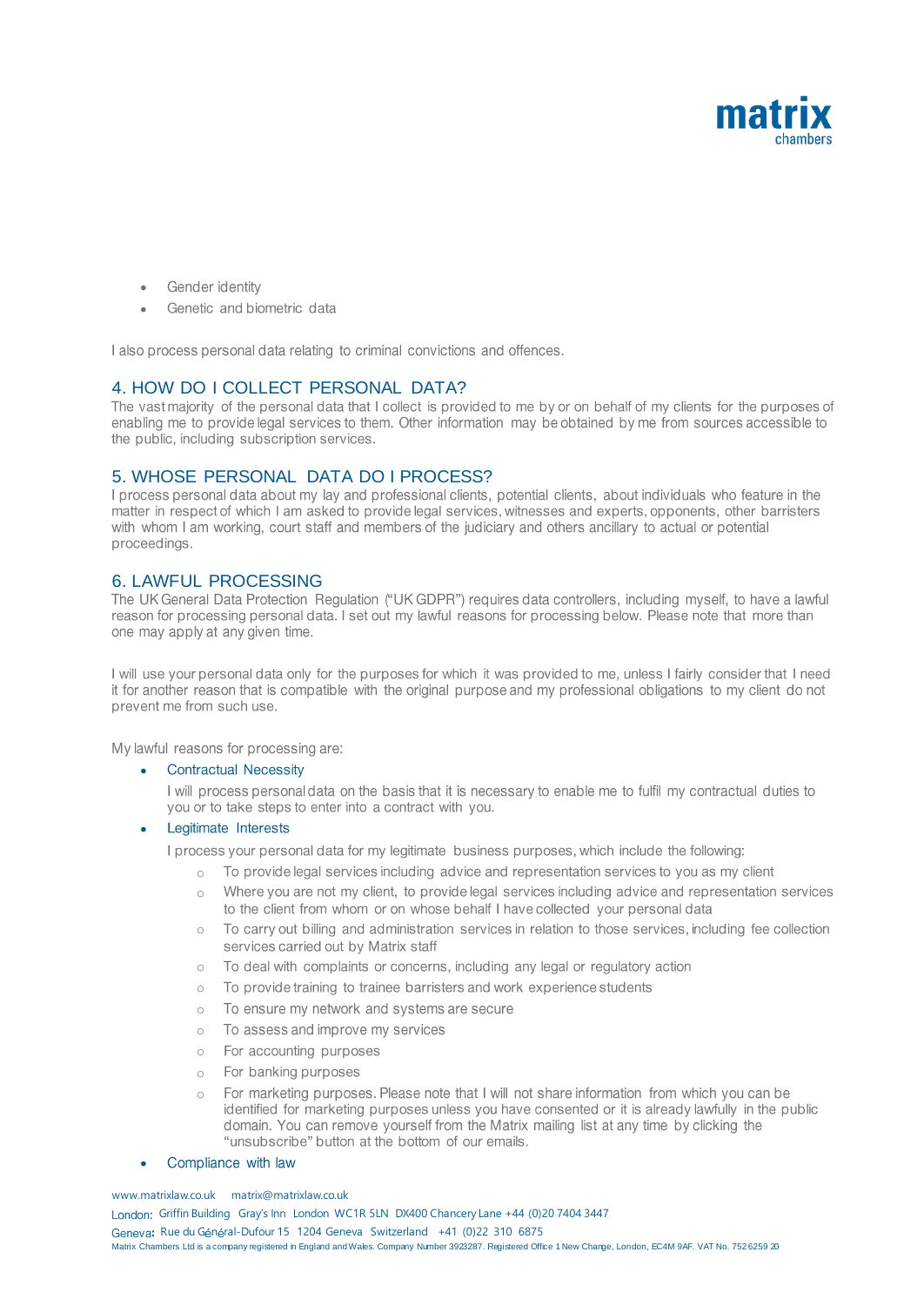- Gender identity
- Genetic and biometric data

I also process personal data relating to criminal convictions and offences.

## 4. HOW DO I COLLECT PERSONAL DATA?

The vast majority of the personal data that I collect is provided to me by or on behalf of my clients for the purposes of enabling me to provide legal services to them. Other information may be obtained by me from sources accessible to the public, including subscription services.

## 5. WHOSE PERSONAL DATA DO I PROCESS?

I process personal data about my lay and professional clients, potential clients, about individuals who feature in the matter in respect of which I am asked to provide legal services, witnesses and experts, opponents, other barristers with whom I am working, court staff and members of the judiciary and others ancillary to actual or potential proceedings.

## 6. LAWFUL PROCESSING

The UK General Data Protection Regulation ("UK GDPR") requires data controllers, including myself, to have a lawful reason for processing personal data. I set out my lawful reasons for processing below. Please note that more than one may apply at any given time.

I will use your personal data only for the purposes for which it was provided to me, unless I fairly consider that I need it for another reason that is compatible with the original purpose and my professional obligations to my client do not prevent me from such use.

My lawful reasons for processing are:

- Contractual Necessity

  I will process personal data on the basis that it is necessary to enable me to fulfil my contractual duties to you or to take steps to enter into a contract with you.

- Legitimate Interests

  I process your personal data for my legitimate business purposes, which include the following:

  - To provide legal services including advice and representation services to you as my client
  - Where you are not my client, to provide legal services including advice and representation services to the client from whom or on whose behalf I have collected your personal data
  - To carry out billing and administration services in relation to those services, including fee collection services carried out by Matrix staff
  - To deal with complaints or concerns, including any legal or regulatory action
  - To provide training to trainee barristers and work experience students
  - To ensure my network and systems are secure
  - To assess and improve my services
  - For accounting purposes
  - For banking purposes
  - For marketing purposes. Please note that I will not share information from which you can be identified for marketing purposes unless you have consented or it is already lawfully in the public domain. You can remove yourself from the Matrix mailing list at any time by clicking the "unsubscribe" button at the bottom of our emails.

- Compliance with law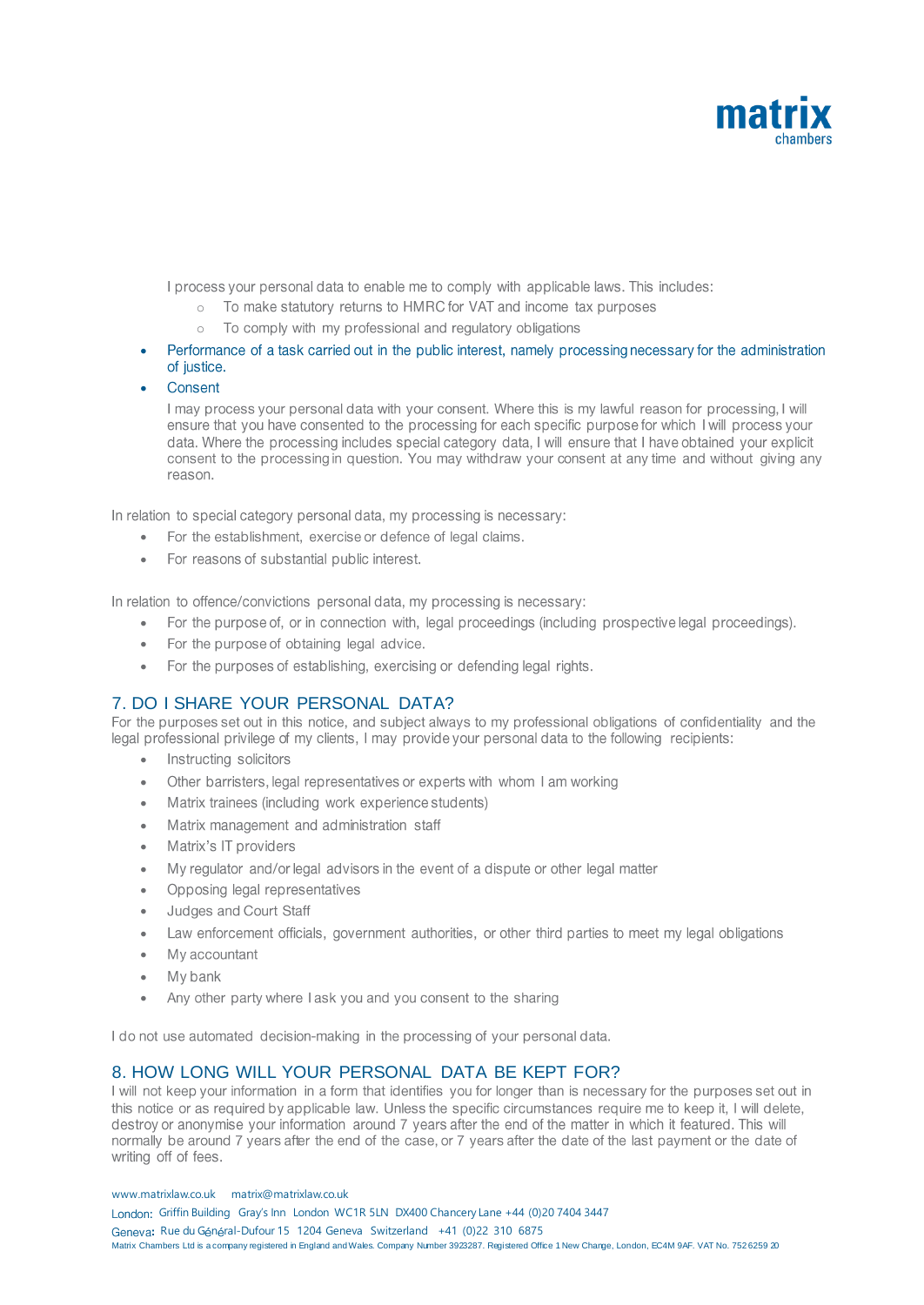I process your personal data to enable me to comply with applicable laws. This includes:

- To make statutory returns to HMRC for VAT and income tax purposes
- To comply with my professional and regulatory obligations

- Performance of a task carried out in the public interest, namely processing necessary for the administration of justice.
- Consent

  I may process your personal data with your consent. Where this is my lawful reason for processing, I will ensure that you have consented to the processing for each specific purpose for which I will process your data. Where the processing includes special category data, I will ensure that I have obtained your explicit consent to the processing in question. You may withdraw your consent at any time and without giving any reason.

In relation to special category personal data, my processing is necessary:

- For the establishment, exercise or defence of legal claims.
- For reasons of substantial public interest.

In relation to offence/convictions personal data, my processing is necessary:

- For the purpose of, or in connection with, legal proceedings (including prospective legal proceedings).
- For the purpose of obtaining legal advice.
- For the purposes of establishing, exercising or defending legal rights.

## 7. DO I SHARE YOUR PERSONAL DATA?

For the purposes set out in this notice, and subject always to my professional obligations of confidentiality and the legal professional privilege of my clients, I may provide your personal data to the following recipients:

- Instructing solicitors
- Other barristers, legal representatives or experts with whom I am working
- Matrix trainees (including work experience students)
- Matrix management and administration staff
- Matrix's IT providers
- My regulator and/or legal advisors in the event of a dispute or other legal matter
- Opposing legal representatives
- Judges and Court Staff
- Law enforcement officials, government authorities, or other third parties to meet my legal obligations
- My accountant
- My bank
- Any other party where I ask you and you consent to the sharing

I do not use automated decision-making in the processing of your personal data.

## 8. HOW LONG WILL YOUR PERSONAL DATA BE KEPT FOR?

I will not keep your information in a form that identifies you for longer than is necessary for the purposes set out in this notice or as required by applicable law. Unless the specific circumstances require me to keep it, I will delete, destroy or anonymise your information around 7 years after the end of the matter in which it featured. This will normally be around 7 years after the end of the case, or 7 years after the date of the last payment or the date of writing off of fees.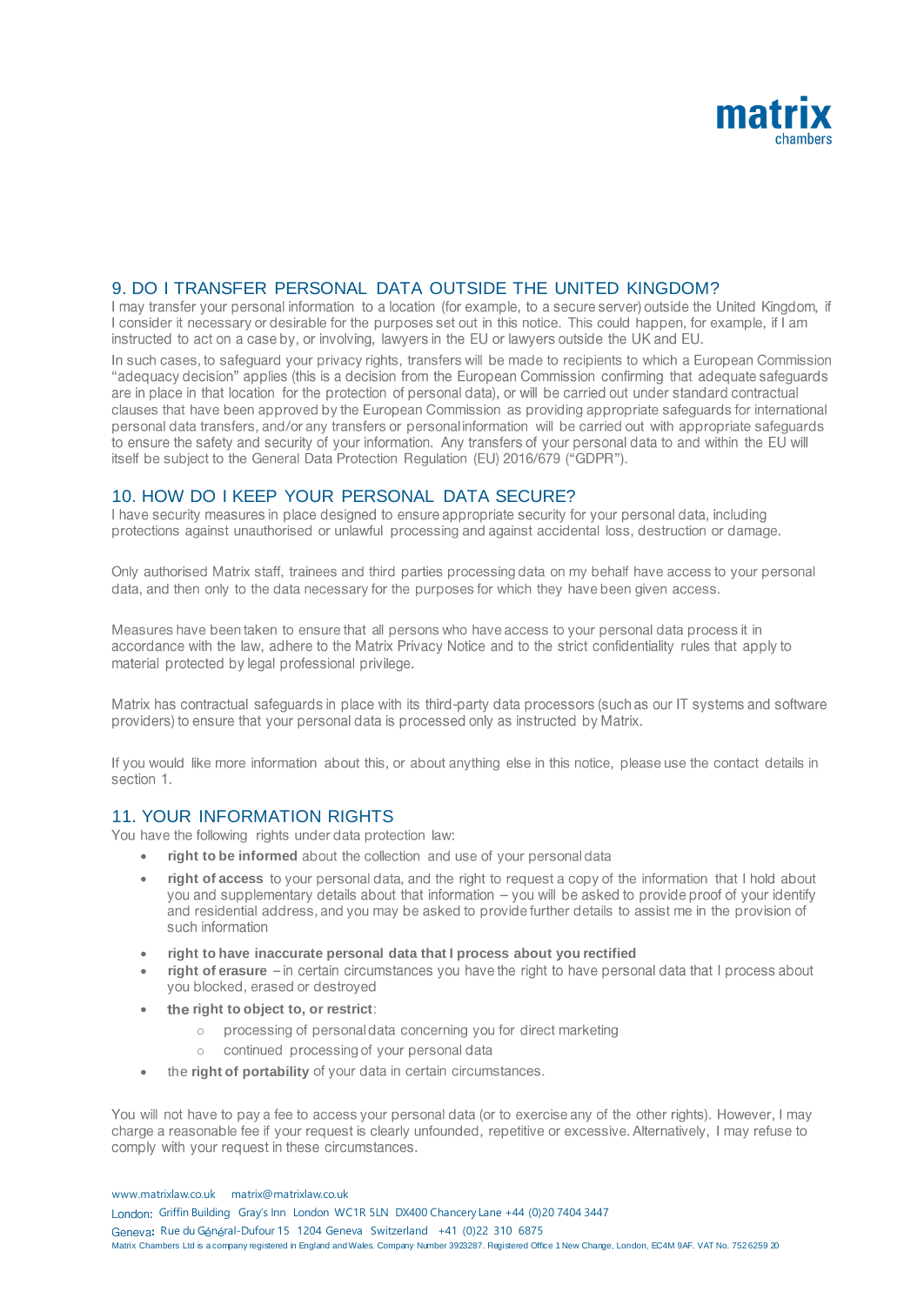## 9. DO I TRANSFER PERSONAL DATA OUTSIDE THE UNITED KINGDOM?

I may transfer your personal information to a location (for example, to a secure server) outside the United Kingdom, if I consider it necessary or desirable for the purposes set out in this notice. This could happen, for example, if I am instructed to act on a case by, or involving, lawyers in the EU or lawyers outside the UK and EU.

In such cases, to safeguard your privacy rights, transfers will be made to recipients to which a European Commission "adequacy decision" applies (this is a decision from the European Commission confirming that adequate safeguards are in place in that location for the protection of personal data), or will be carried out under standard contractual clauses that have been approved by the European Commission as providing appropriate safeguards for international personal data transfers, and/or any transfers or personal information will be carried out with appropriate safeguards to ensure the safety and security of your information. Any transfers of your personal data to and within the EU will itself be subject to the General Data Protection Regulation (EU) 2016/679 ("GDPR").

## 10. HOW DO I KEEP YOUR PERSONAL DATA SECURE?

I have security measures in place designed to ensure appropriate security for your personal data, including protections against unauthorised or unlawful processing and against accidental loss, destruction or damage.

Only authorised Matrix staff, trainees and third parties processing data on my behalf have access to your personal data, and then only to the data necessary for the purposes for which they have been given access.

Measures have been taken to ensure that all persons who have access to your personal data process it in accordance with the law, adhere to the Matrix Privacy Notice and to the strict confidentiality rules that apply to material protected by legal professional privilege.

Matrix has contractual safeguards in place with its third-party data processors (such as our IT systems and software providers) to ensure that your personal data is processed only as instructed by Matrix.

If you would like more information about this, or about anything else in this notice, please use the contact details in section 1.

## 11. YOUR INFORMATION RIGHTS

You have the following rights under data protection law:

- **right to be informed** about the collection and use of your personal data
- **right of access** to your personal data, and the right to request a copy of the information that I hold about you and supplementary details about that information – you will be asked to provide proof of your identify and residential address, and you may be asked to provide further details to assist me in the provision of such information
- **right to have inaccurate personal data that I process about you rectified**
- **right of erasure** – in certain circumstances you have the right to have personal data that I process about you blocked, erased or destroyed
- **the right to object to, or restrict**:
  - processing of personal data concerning you for direct marketing
  - continued processing of your personal data
- the **right of portability** of your data in certain circumstances.

You will not have to pay a fee to access your personal data (or to exercise any of the other rights). However, I may charge a reasonable fee if your request is clearly unfounded, repetitive or excessive. Alternatively, I may refuse to comply with your request in these circumstances.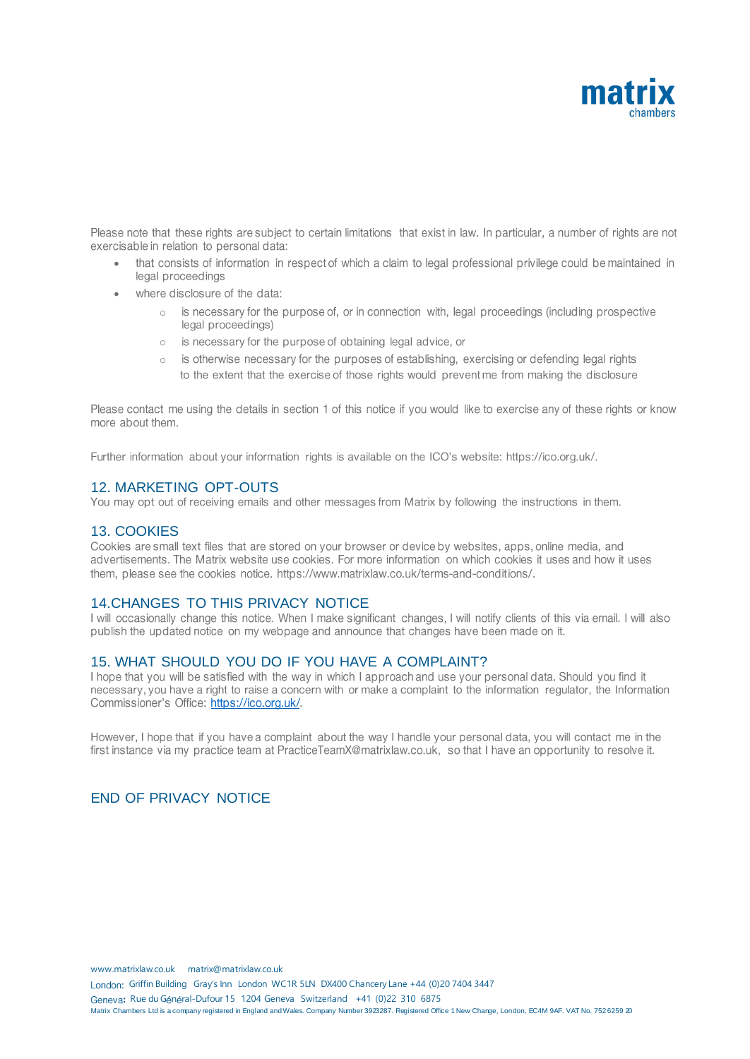Please note that these rights are subject to certain limitations that exist in law. In particular, a number of rights are not exercisable in relation to personal data:

- that consists of information in respect of which a claim to legal professional privilege could be maintained in legal proceedings
- where disclosure of the data:
    - is necessary for the purpose of, or in connection with, legal proceedings (including prospective legal proceedings)
    - is necessary for the purpose of obtaining legal advice, or
    - is otherwise necessary for the purposes of establishing, exercising or defending legal rights

    to the extent that the exercise of those rights would prevent me from making the disclosure

Please contact me using the details in section 1 of this notice if you would like to exercise any of these rights or know more about them.

Further information about your information rights is available on the ICO's website: https://ico.org.uk/.

## 12. MARKETING OPT-OUTS

You may opt out of receiving emails and other messages from Matrix by following the instructions in them.

## 13. COOKIES

Cookies are small text files that are stored on your browser or device by websites, apps, online media, and advertisements. The Matrix website use cookies. For more information on which cookies it uses and how it uses them, please see the cookies notice. https://www.matrixlaw.co.uk/terms-and-conditions/.

## 14.CHANGES TO THIS PRIVACY NOTICE

I will occasionally change this notice. When I make significant changes, I will notify clients of this via email. I will also publish the updated notice on my webpage and announce that changes have been made on it.

## 15. WHAT SHOULD YOU DO IF YOU HAVE A COMPLAINT?

I hope that you will be satisfied with the way in which I approach and use your personal data. Should you find it necessary, you have a right to raise a concern with or make a complaint to the information regulator, the Information Commissioner's Office: https://ico.org.uk/.

However, I hope that if you have a complaint about the way I handle your personal data, you will contact me in the first instance via my practice team at PracticeTeamX@matrixlaw.co.uk, so that I have an opportunity to resolve it.

## END OF PRIVACY NOTICE